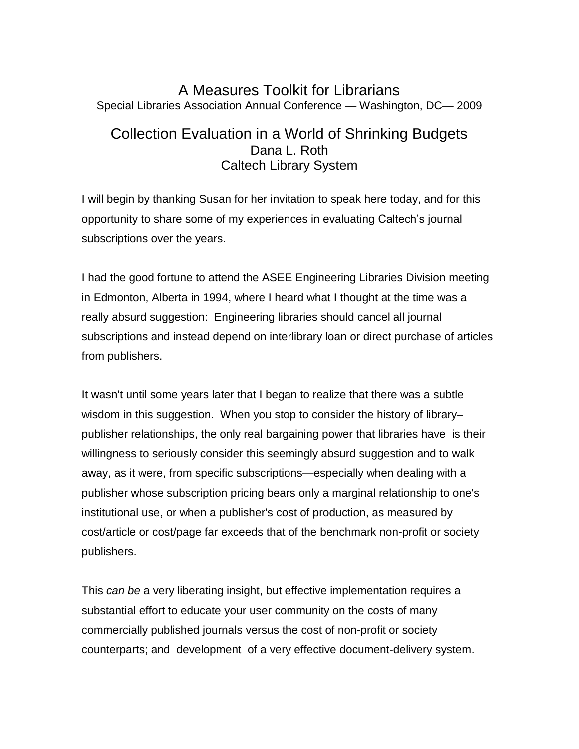# A Measures Toolkit for Librarians

Special Libraries Association Annual Conference — Washington, DC— 2009

## Collection Evaluation in a World of Shrinking Budgets

Dana L. Roth
Caltech Library System

I will begin by thanking Susan for her invitation to speak here today, and for this opportunity to share some of my experiences in evaluating Caltech's journal subscriptions over the years.

I had the good fortune to attend the ASEE Engineering Libraries Division meeting in Edmonton, Alberta in 1994, where I heard what I thought at the time was a really absurd suggestion: Engineering libraries should cancel all journal subscriptions and instead depend on interlibrary loan or direct purchase of articles from publishers.

It wasn't until some years later that I began to realize that there was a subtle wisdom in this suggestion. When you stop to consider the history of library–publisher relationships, the only real bargaining power that libraries have is their willingness to seriously consider this seemingly absurd suggestion and to walk away, as it were, from specific subscriptions—especially when dealing with a publisher whose subscription pricing bears only a marginal relationship to one's institutional use, or when a publisher's cost of production, as measured by cost/article or cost/page far exceeds that of the benchmark non-profit or society publishers.

This *can be* a very liberating insight, but effective implementation requires a substantial effort to educate your user community on the costs of many commercially published journals versus the cost of non-profit or society counterparts; and development of a very effective document-delivery system.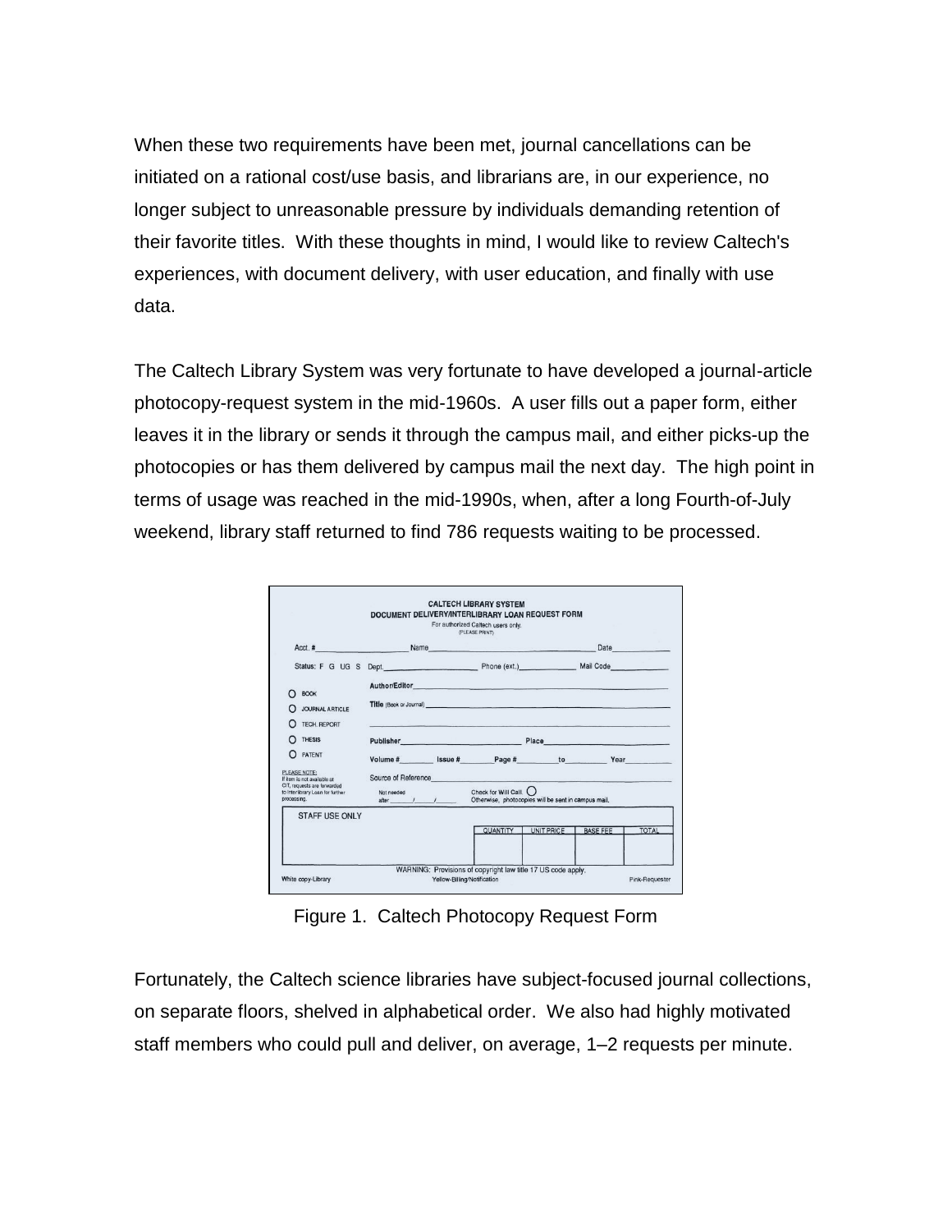When these two requirements have been met, journal cancellations can be initiated on a rational cost/use basis, and librarians are, in our experience, no longer subject to unreasonable pressure by individuals demanding retention of their favorite titles. With these thoughts in mind, I would like to review Caltech's experiences, with document delivery, with user education, and finally with use data.

The Caltech Library System was very fortunate to have developed a journal-article photocopy-request system in the mid-1960s. A user fills out a paper form, either leaves it in the library or sends it through the campus mail, and either picks-up the photocopies or has them delivered by campus mail the next day. The high point in terms of usage was reached in the mid-1990s, when, after a long Fourth-of-July weekend, library staff returned to find 786 requests waiting to be processed.

Figure 1. Caltech Photocopy Request Form

Fortunately, the Caltech science libraries have subject-focused journal collections, on separate floors, shelved in alphabetical order. We also had highly motivated staff members who could pull and deliver, on average, 1–2 requests per minute.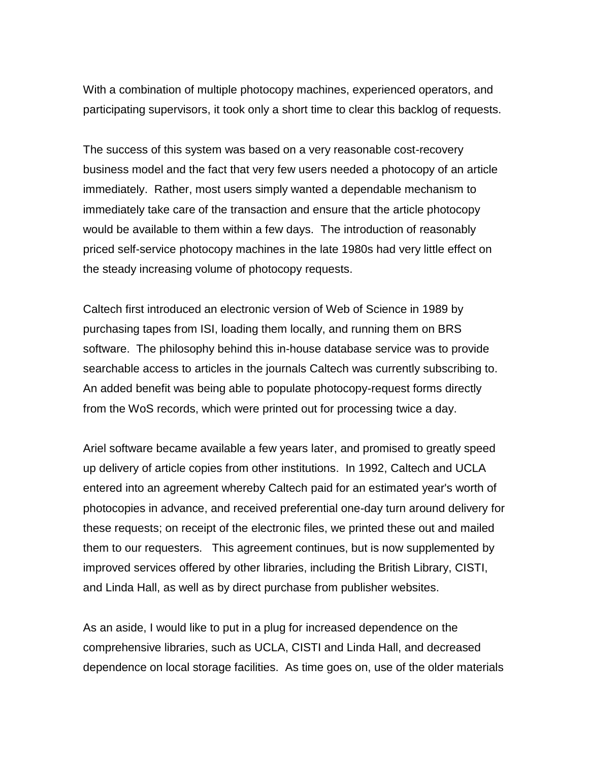With a combination of multiple photocopy machines, experienced operators, and participating supervisors, it took only a short time to clear this backlog of requests.

The success of this system was based on a very reasonable cost-recovery business model and the fact that very few users needed a photocopy of an article immediately. Rather, most users simply wanted a dependable mechanism to immediately take care of the transaction and ensure that the article photocopy would be available to them within a few days. The introduction of reasonably priced self-service photocopy machines in the late 1980s had very little effect on the steady increasing volume of photocopy requests.

Caltech first introduced an electronic version of Web of Science in 1989 by purchasing tapes from ISI, loading them locally, and running them on BRS software. The philosophy behind this in-house database service was to provide searchable access to articles in the journals Caltech was currently subscribing to. An added benefit was being able to populate photocopy-request forms directly from the WoS records, which were printed out for processing twice a day.

Ariel software became available a few years later, and promised to greatly speed up delivery of article copies from other institutions. In 1992, Caltech and UCLA entered into an agreement whereby Caltech paid for an estimated year's worth of photocopies in advance, and received preferential one-day turn around delivery for these requests; on receipt of the electronic files, we printed these out and mailed them to our requesters. This agreement continues, but is now supplemented by improved services offered by other libraries, including the British Library, CISTI, and Linda Hall, as well as by direct purchase from publisher websites.

As an aside, I would like to put in a plug for increased dependence on the comprehensive libraries, such as UCLA, CISTI and Linda Hall, and decreased dependence on local storage facilities. As time goes on, use of the older materials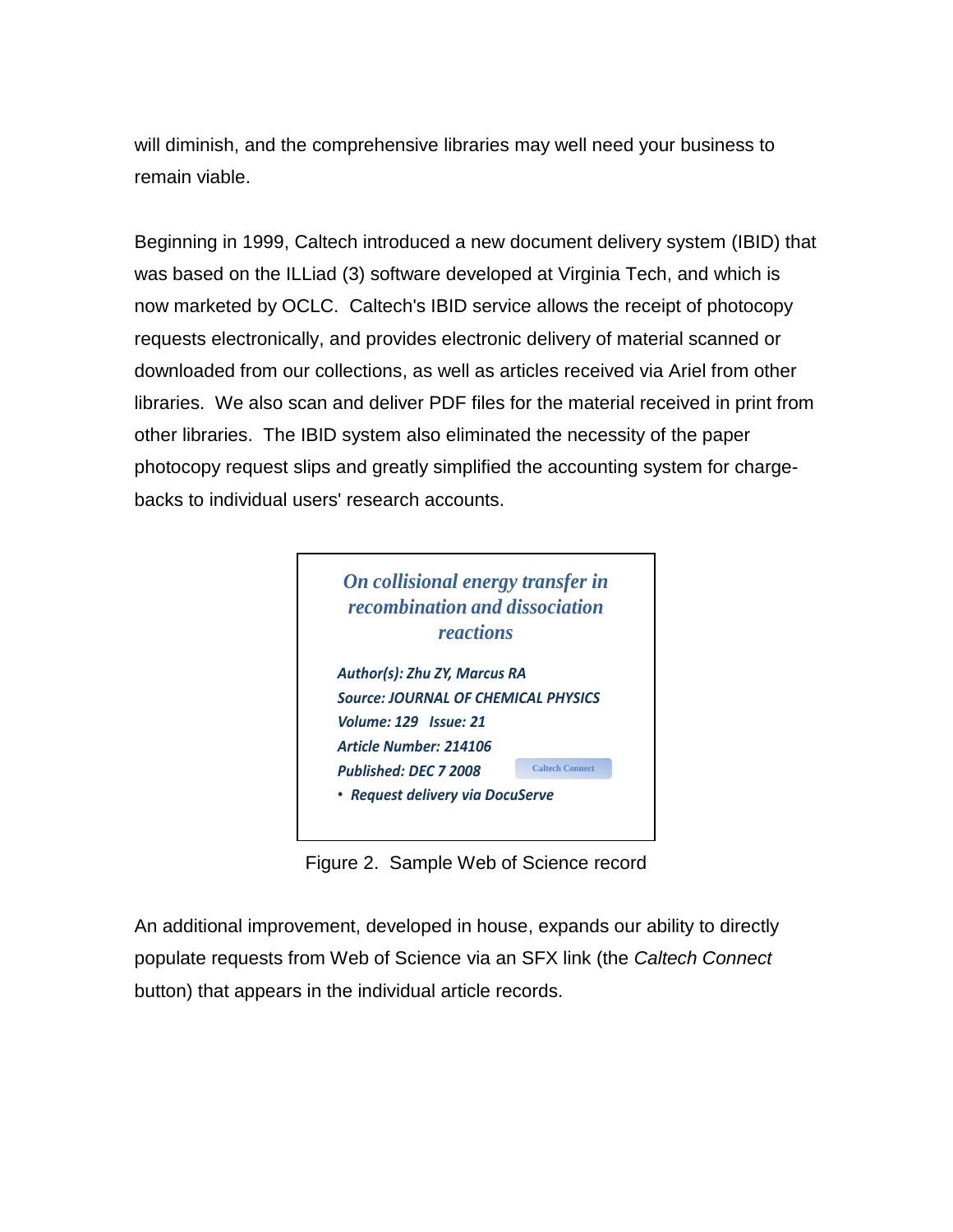will diminish, and the comprehensive libraries may well need your business to remain viable.

Beginning in 1999, Caltech introduced a new document delivery system (IBID) that was based on the ILLiad (3) software developed at Virginia Tech, and which is now marketed by OCLC. Caltech's IBID service allows the receipt of photocopy requests electronically, and provides electronic delivery of material scanned or downloaded from our collections, as well as articles received via Ariel from other libraries. We also scan and deliver PDF files for the material received in print from other libraries. The IBID system also eliminated the necessity of the paper photocopy request slips and greatly simplified the accounting system for charge-backs to individual users' research accounts.

> ***On collisional energy transfer in recombination and dissociation reactions***
>
> ***Author(s): Zhu ZY, Marcus RA***
> ***Source: JOURNAL OF CHEMICAL PHYSICS***
> ***Volume: 129 Issue: 21***
> ***Article Number: 214106***
> ***Published: DEC 7 2008*** Caltech Connect
>
> - ***Request delivery via DocuServe***

Figure 2. Sample Web of Science record

An additional improvement, developed in house, expands our ability to directly populate requests from Web of Science via an SFX link (the *Caltech Connect* button) that appears in the individual article records.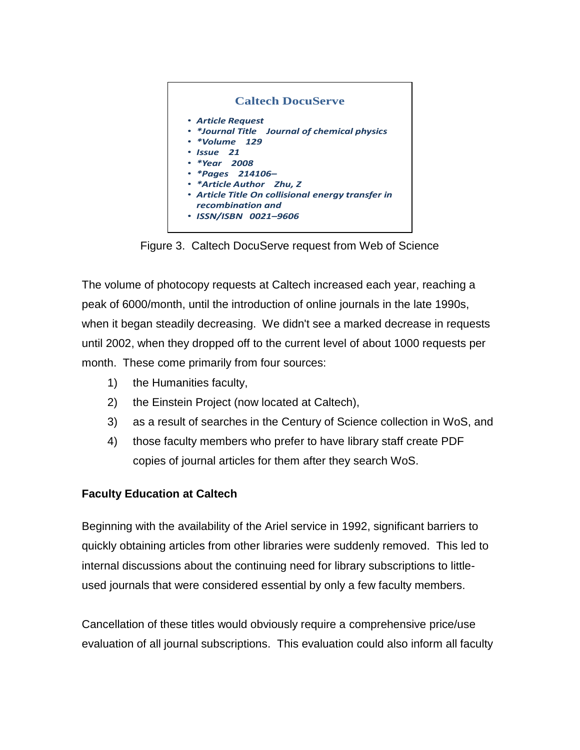**Caltech DocuServe**

- *Article Request*
- *\*Journal Title Journal of chemical physics*
- *\*Volume 129*
- *Issue 21*
- *\*Year 2008*
- *\*Pages 214106–*
- *\*Article Author Zhu, Z*
- *Article Title On collisional energy transfer in recombination and*
- *ISSN/ISBN 0021–9606*

Figure 3. Caltech DocuServe request from Web of Science

The volume of photocopy requests at Caltech increased each year, reaching a peak of 6000/month, until the introduction of online journals in the late 1990s, when it began steadily decreasing. We didn't see a marked decrease in requests until 2002, when they dropped off to the current level of about 1000 requests per month. These come primarily from four sources:

1) the Humanities faculty,
2) the Einstein Project (now located at Caltech),
3) as a result of searches in the Century of Science collection in WoS, and
4) those faculty members who prefer to have library staff create PDF copies of journal articles for them after they search WoS.

**Faculty Education at Caltech**

Beginning with the availability of the Ariel service in 1992, significant barriers to quickly obtaining articles from other libraries were suddenly removed. This led to internal discussions about the continuing need for library subscriptions to little-used journals that were considered essential by only a few faculty members.

Cancellation of these titles would obviously require a comprehensive price/use evaluation of all journal subscriptions. This evaluation could also inform all faculty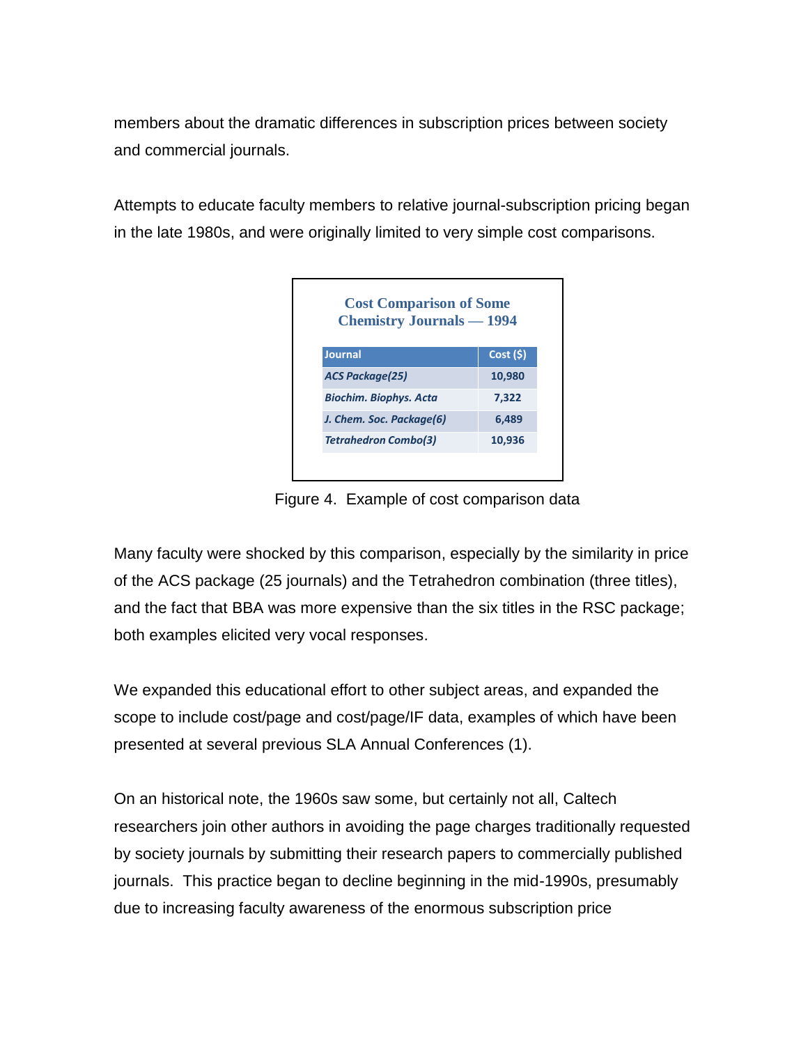members about the dramatic differences in subscription prices between society and commercial journals.

Attempts to educate faculty members to relative journal-subscription pricing began in the late 1980s, and were originally limited to very simple cost comparisons.

**Cost Comparison of Some Chemistry Journals — 1994**

| Journal | Cost ($) |
|---|---|
| *ACS Package(25)* | 10,980 |
| *Biochim. Biophys. Acta* | 7,322 |
| *J. Chem. Soc. Package(6)* | 6,489 |
| *Tetrahedron Combo(3)* | 10,936 |

Figure 4. Example of cost comparison data

Many faculty were shocked by this comparison, especially by the similarity in price of the ACS package (25 journals) and the Tetrahedron combination (three titles), and the fact that BBA was more expensive than the six titles in the RSC package; both examples elicited very vocal responses.

We expanded this educational effort to other subject areas, and expanded the scope to include cost/page and cost/page/IF data, examples of which have been presented at several previous SLA Annual Conferences (1).

On an historical note, the 1960s saw some, but certainly not all, Caltech researchers join other authors in avoiding the page charges traditionally requested by society journals by submitting their research papers to commercially published journals. This practice began to decline beginning in the mid-1990s, presumably due to increasing faculty awareness of the enormous subscription price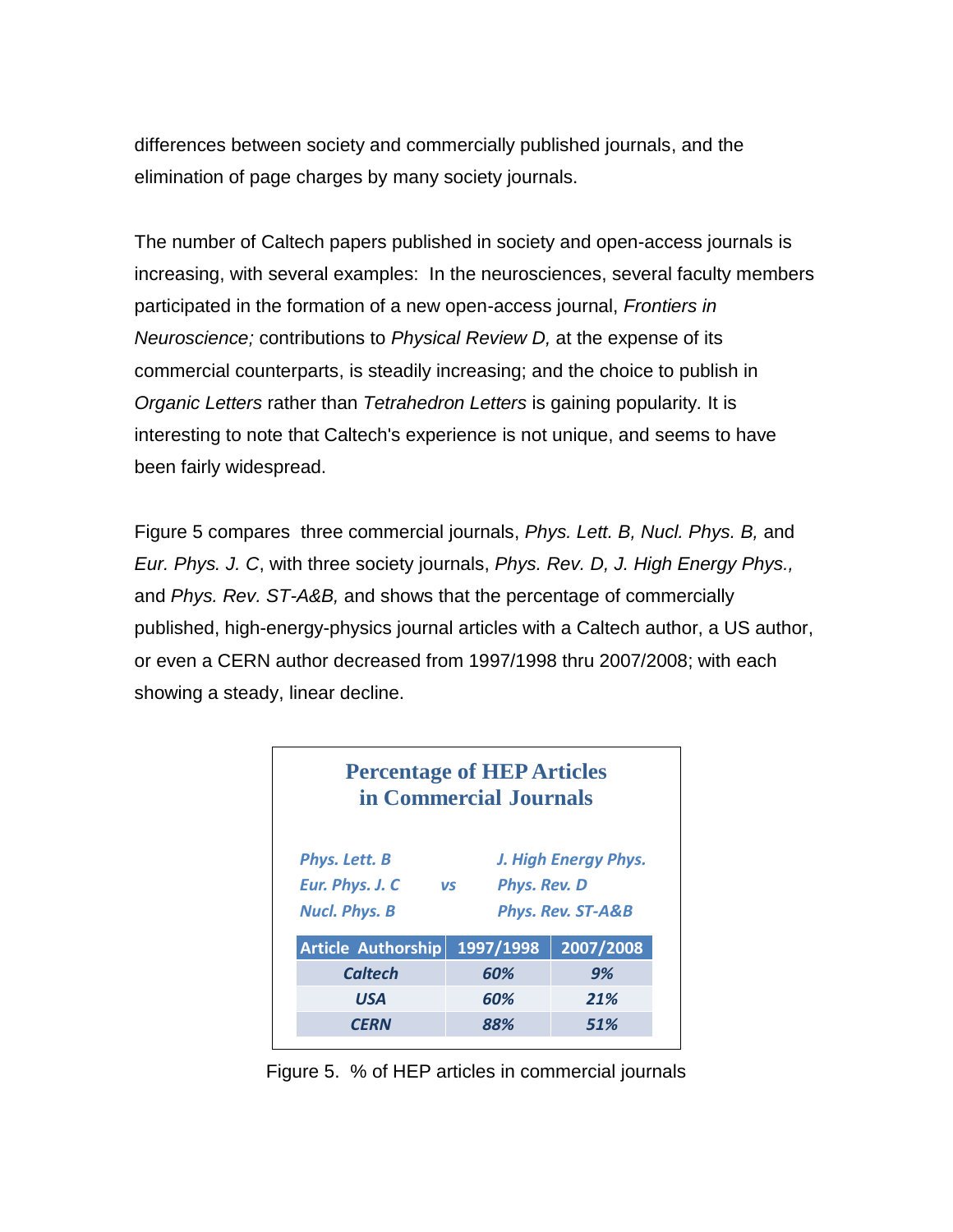differences between society and commercially published journals, and the elimination of page charges by many society journals.

The number of Caltech papers published in society and open-access journals is increasing, with several examples: In the neurosciences, several faculty members participated in the formation of a new open-access journal, *Frontiers in Neuroscience;* contributions to *Physical Review D,* at the expense of its commercial counterparts, is steadily increasing; and the choice to publish in *Organic Letters* rather than *Tetrahedron Letters* is gaining popularity. It is interesting to note that Caltech's experience is not unique, and seems to have been fairly widespread.

Figure 5 compares three commercial journals, *Phys. Lett. B, Nucl. Phys. B,* and *Eur. Phys. J. C*, with three society journals, *Phys. Rev. D, J. High Energy Phys.,* and *Phys. Rev. ST-A&B,* and shows that the percentage of commercially published, high-energy-physics journal articles with a Caltech author, a US author, or even a CERN author decreased from 1997/1998 thru 2007/2008; with each showing a steady, linear decline.

**Percentage of HEP Articles in Commercial Journals**

| | | |
|---|---|---|
| *Phys. Lett. B* | | *J. High Energy Phys.* |
| *Eur. Phys. J. C* | *vs* | *Phys. Rev. D* |
| *Nucl. Phys. B* | | *Phys. Rev. ST-A&B* |

| Article Authorship | 1997/1998 | 2007/2008 |
|---|---|---|
| *Caltech* | *60%* | *9%* |
| *USA* | *60%* | *21%* |
| *CERN* | *88%* | *51%* |

Figure 5. % of HEP articles in commercial journals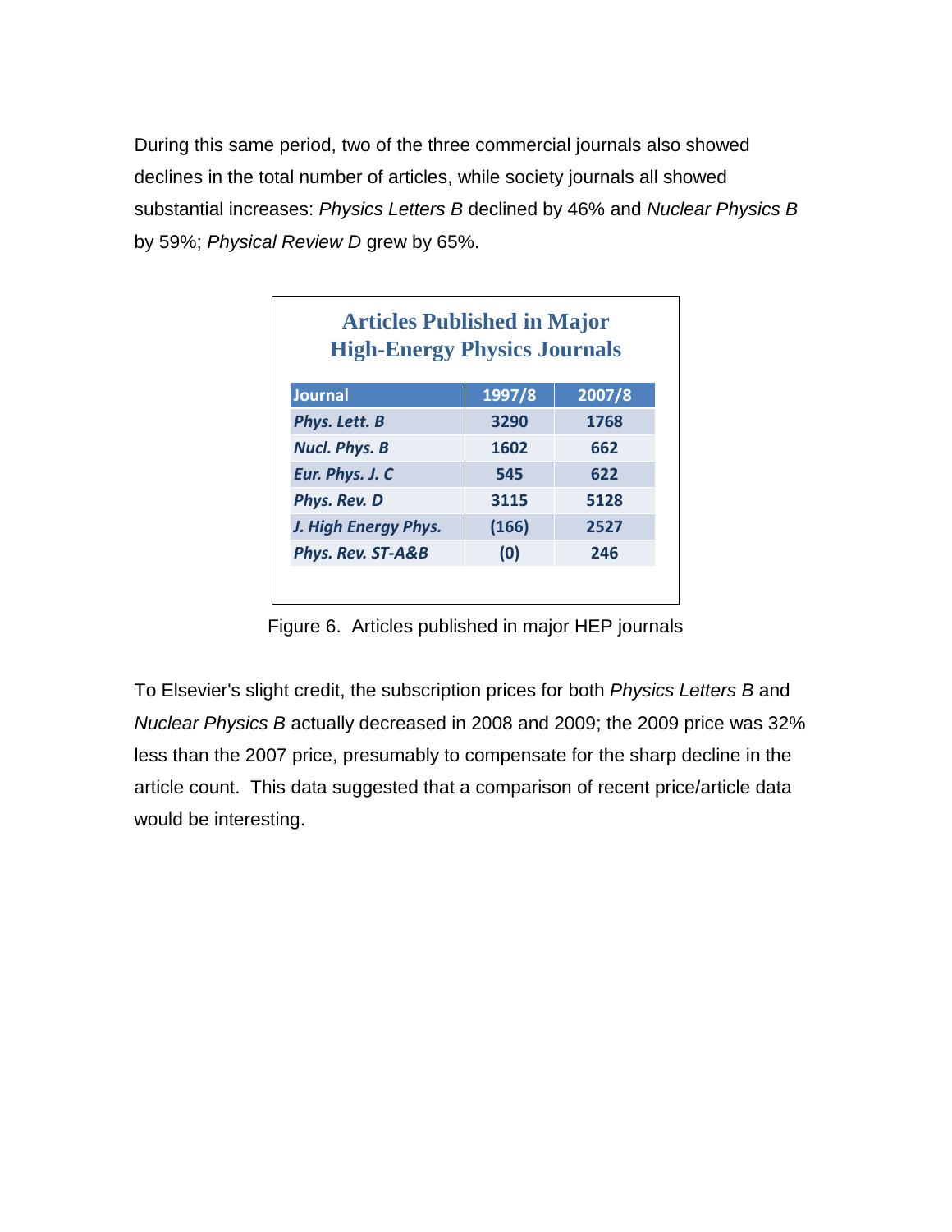During this same period, two of the three commercial journals also showed declines in the total number of articles, while society journals all showed substantial increases: *Physics Letters B* declined by 46% and *Nuclear Physics B* by 59%; *Physical Review D* grew by 65%.

**Articles Published in Major High-Energy Physics Journals**

| Journal | 1997/8 | 2007/8 |
|---|---|---|
| *Phys. Lett. B* | 3290 | 1768 |
| *Nucl. Phys. B* | 1602 | 662 |
| *Eur. Phys. J. C* | 545 | 622 |
| *Phys. Rev. D* | 3115 | 5128 |
| *J. High Energy Phys.* | (166) | 2527 |
| *Phys. Rev. ST-A&B* | (0) | 246 |

Figure 6. Articles published in major HEP journals

To Elsevier's slight credit, the subscription prices for both *Physics Letters B* and *Nuclear Physics B* actually decreased in 2008 and 2009; the 2009 price was 32% less than the 2007 price, presumably to compensate for the sharp decline in the article count. This data suggested that a comparison of recent price/article data would be interesting.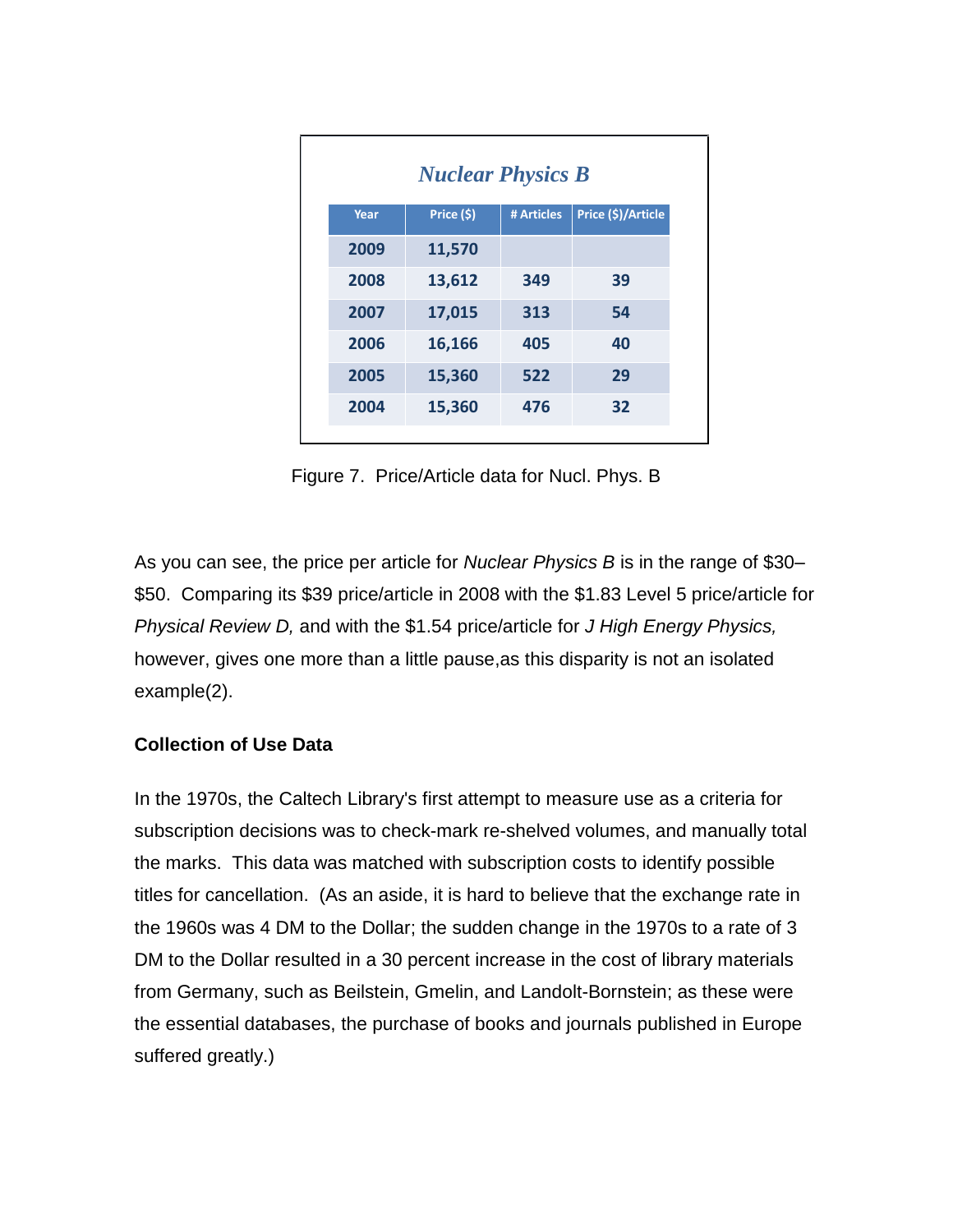**Nuclear Physics B**

| Year | Price ($) | # Articles | Price ($)/Article |
|---|---|---|---|
| 2009 | 11,570 | | |
| 2008 | 13,612 | 349 | 39 |
| 2007 | 17,015 | 313 | 54 |
| 2006 | 16,166 | 405 | 40 |
| 2005 | 15,360 | 522 | 29 |
| 2004 | 15,360 | 476 | 32 |

Figure 7. Price/Article data for Nucl. Phys. B

As you can see, the price per article for *Nuclear Physics B* is in the range of $30–$50. Comparing its $39 price/article in 2008 with the $1.83 Level 5 price/article for *Physical Review D,* and with the $1.54 price/article for *J High Energy Physics,* however, gives one more than a little pause,as this disparity is not an isolated example(2).

**Collection of Use Data**

In the 1970s, the Caltech Library's first attempt to measure use as a criteria for subscription decisions was to check-mark re-shelved volumes, and manually total the marks. This data was matched with subscription costs to identify possible titles for cancellation. (As an aside, it is hard to believe that the exchange rate in the 1960s was 4 DM to the Dollar; the sudden change in the 1970s to a rate of 3 DM to the Dollar resulted in a 30 percent increase in the cost of library materials from Germany, such as Beilstein, Gmelin, and Landolt-Bornstein; as these were the essential databases, the purchase of books and journals published in Europe suffered greatly.)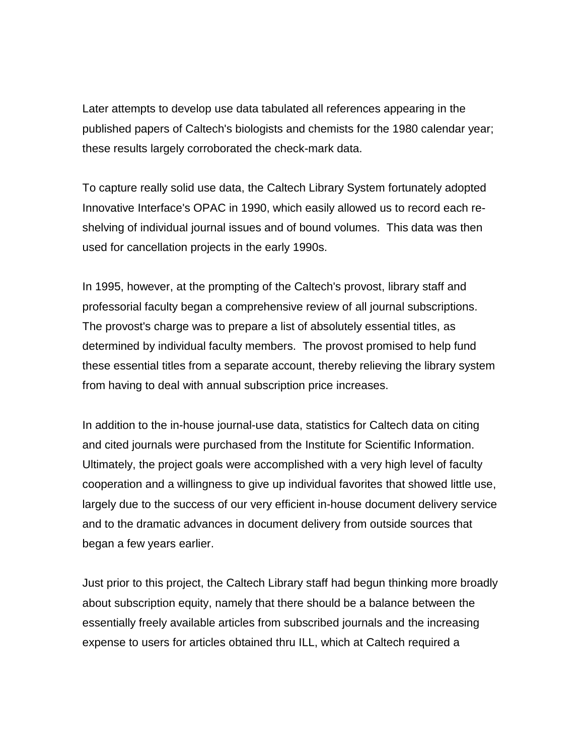Later attempts to develop use data tabulated all references appearing in the published papers of Caltech's biologists and chemists for the 1980 calendar year; these results largely corroborated the check-mark data.

To capture really solid use data, the Caltech Library System fortunately adopted Innovative Interface's OPAC in 1990, which easily allowed us to record each re-shelving of individual journal issues and of bound volumes. This data was then used for cancellation projects in the early 1990s.

In 1995, however, at the prompting of the Caltech's provost, library staff and professorial faculty began a comprehensive review of all journal subscriptions. The provost's charge was to prepare a list of absolutely essential titles, as determined by individual faculty members. The provost promised to help fund these essential titles from a separate account, thereby relieving the library system from having to deal with annual subscription price increases.

In addition to the in-house journal-use data, statistics for Caltech data on citing and cited journals were purchased from the Institute for Scientific Information. Ultimately, the project goals were accomplished with a very high level of faculty cooperation and a willingness to give up individual favorites that showed little use, largely due to the success of our very efficient in-house document delivery service and to the dramatic advances in document delivery from outside sources that began a few years earlier.

Just prior to this project, the Caltech Library staff had begun thinking more broadly about subscription equity, namely that there should be a balance between the essentially freely available articles from subscribed journals and the increasing expense to users for articles obtained thru ILL, which at Caltech required a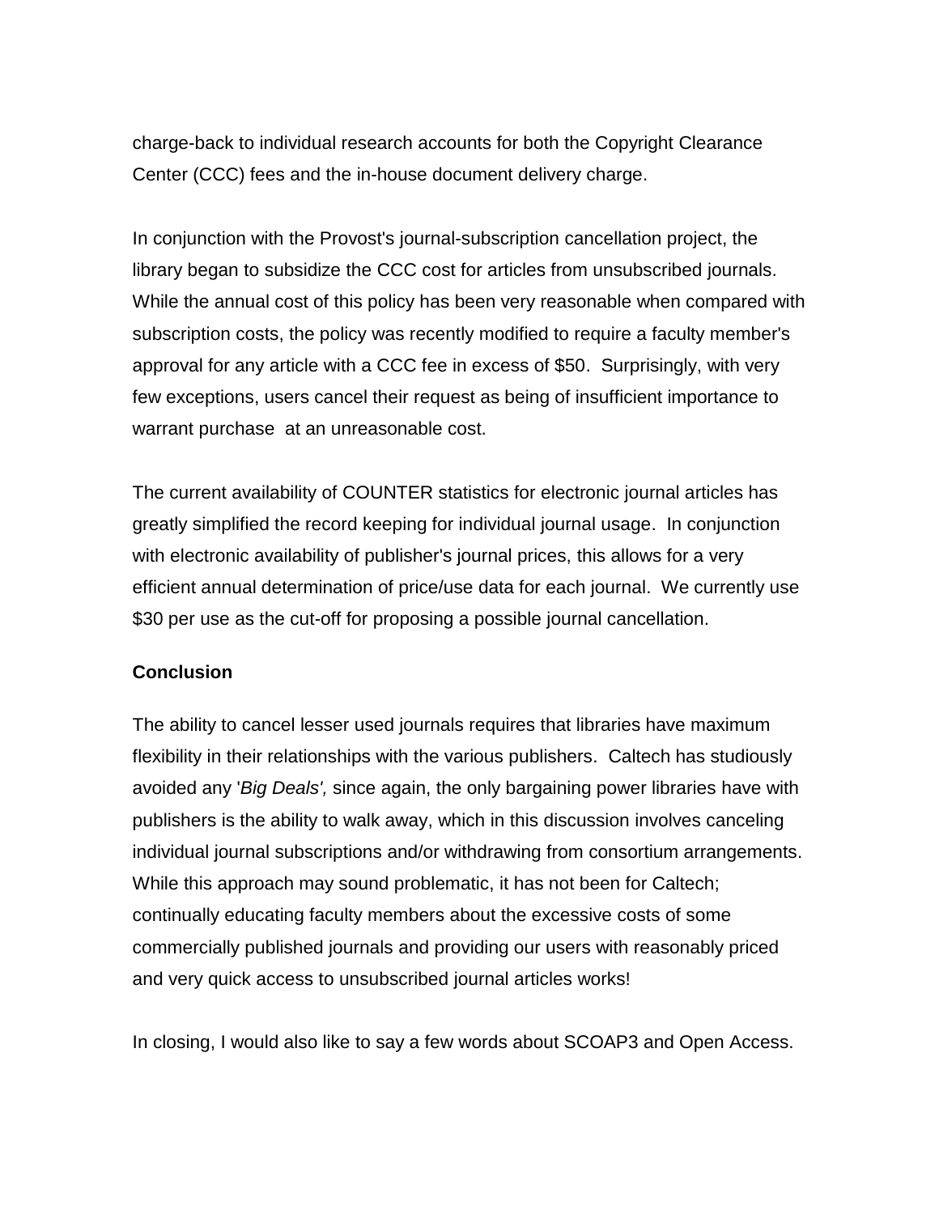charge-back to individual research accounts for both the Copyright Clearance Center (CCC) fees and the in-house document delivery charge.

In conjunction with the Provost's journal-subscription cancellation project, the library began to subsidize the CCC cost for articles from unsubscribed journals. While the annual cost of this policy has been very reasonable when compared with subscription costs, the policy was recently modified to require a faculty member's approval for any article with a CCC fee in excess of $50. Surprisingly, with very few exceptions, users cancel their request as being of insufficient importance to warrant purchase at an unreasonable cost.

The current availability of COUNTER statistics for electronic journal articles has greatly simplified the record keeping for individual journal usage. In conjunction with electronic availability of publisher's journal prices, this allows for a very efficient annual determination of price/use data for each journal. We currently use $30 per use as the cut-off for proposing a possible journal cancellation.

**Conclusion**

The ability to cancel lesser used journals requires that libraries have maximum flexibility in their relationships with the various publishers. Caltech has studiously avoided any '*Big Deals',* since again, the only bargaining power libraries have with publishers is the ability to walk away, which in this discussion involves canceling individual journal subscriptions and/or withdrawing from consortium arrangements. While this approach may sound problematic, it has not been for Caltech; continually educating faculty members about the excessive costs of some commercially published journals and providing our users with reasonably priced and very quick access to unsubscribed journal articles works!

In closing, I would also like to say a few words about SCOAP3 and Open Access.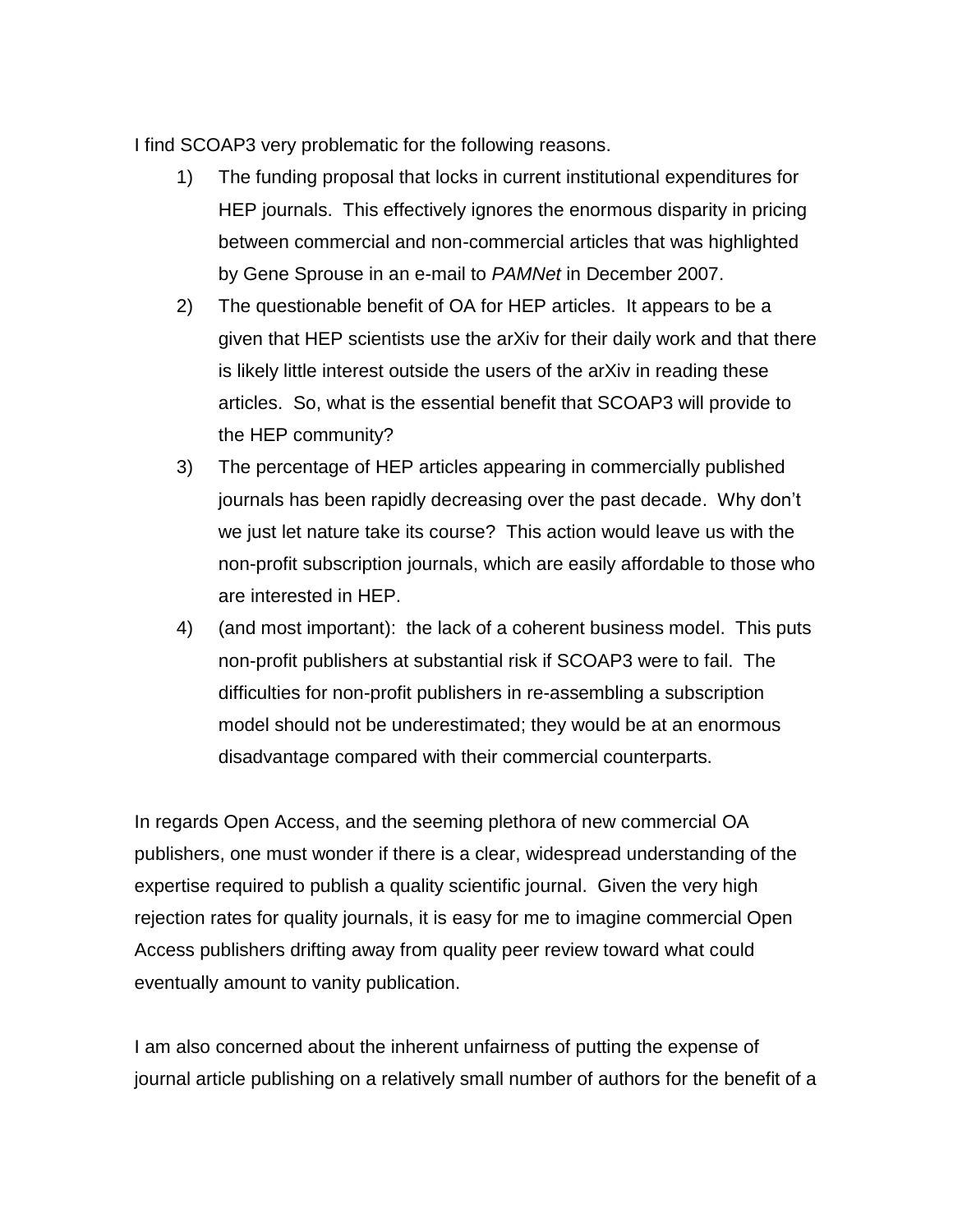I find SCOAP3 very problematic for the following reasons.

1) The funding proposal that locks in current institutional expenditures for HEP journals. This effectively ignores the enormous disparity in pricing between commercial and non-commercial articles that was highlighted by Gene Sprouse in an e-mail to *PAMNet* in December 2007.
2) The questionable benefit of OA for HEP articles. It appears to be a given that HEP scientists use the arXiv for their daily work and that there is likely little interest outside the users of the arXiv in reading these articles. So, what is the essential benefit that SCOAP3 will provide to the HEP community?
3) The percentage of HEP articles appearing in commercially published journals has been rapidly decreasing over the past decade. Why don't we just let nature take its course? This action would leave us with the non-profit subscription journals, which are easily affordable to those who are interested in HEP.
4) (and most important): the lack of a coherent business model. This puts non-profit publishers at substantial risk if SCOAP3 were to fail. The difficulties for non-profit publishers in re-assembling a subscription model should not be underestimated; they would be at an enormous disadvantage compared with their commercial counterparts.

In regards Open Access, and the seeming plethora of new commercial OA publishers, one must wonder if there is a clear, widespread understanding of the expertise required to publish a quality scientific journal. Given the very high rejection rates for quality journals, it is easy for me to imagine commercial Open Access publishers drifting away from quality peer review toward what could eventually amount to vanity publication.

I am also concerned about the inherent unfairness of putting the expense of journal article publishing on a relatively small number of authors for the benefit of a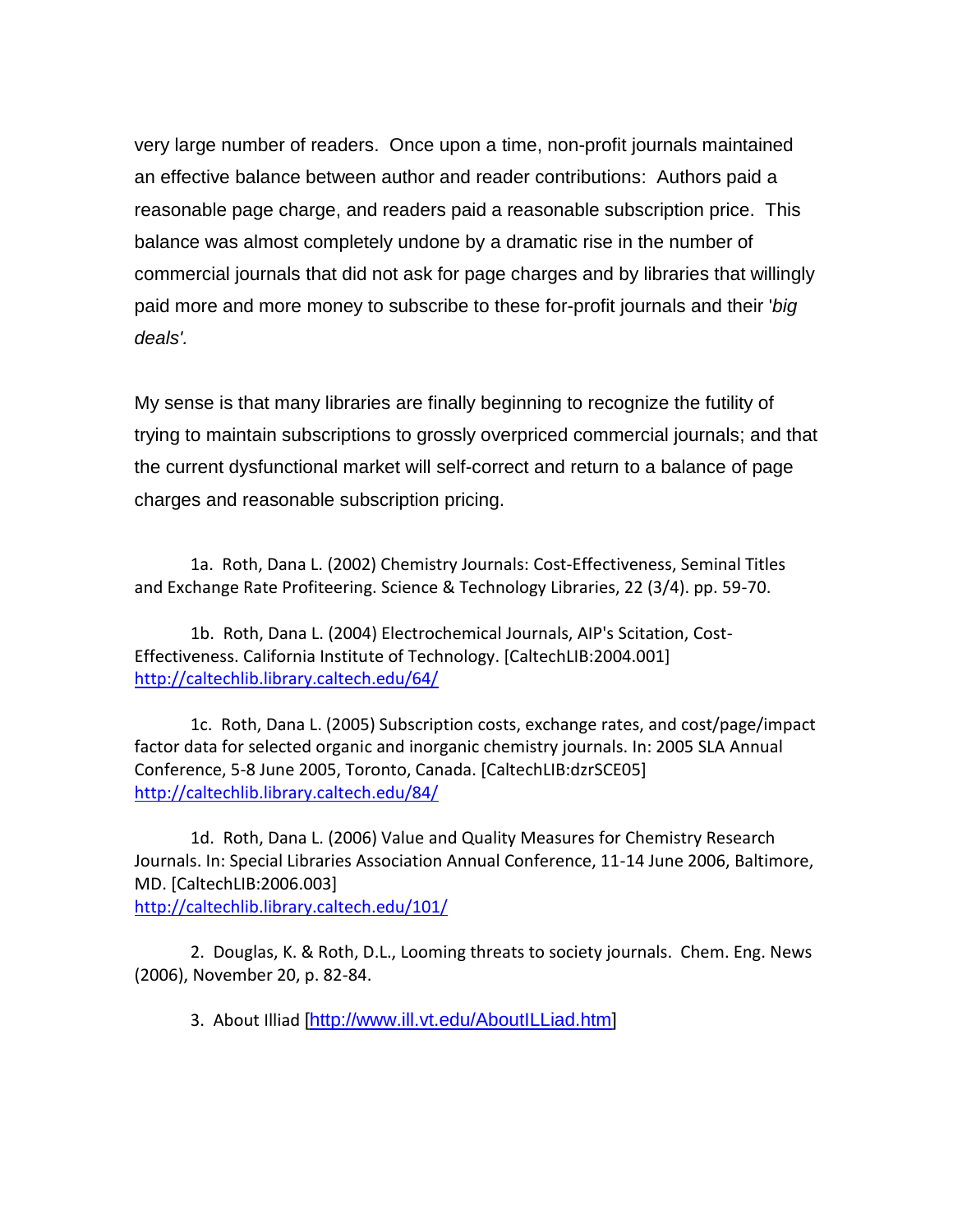very large number of readers. Once upon a time, non-profit journals maintained an effective balance between author and reader contributions: Authors paid a reasonable page charge, and readers paid a reasonable subscription price. This balance was almost completely undone by a dramatic rise in the number of commercial journals that did not ask for page charges and by libraries that willingly paid more and more money to subscribe to these for-profit journals and their '*big deals'.*

My sense is that many libraries are finally beginning to recognize the futility of trying to maintain subscriptions to grossly overpriced commercial journals; and that the current dysfunctional market will self-correct and return to a balance of page charges and reasonable subscription pricing.

1a. Roth, Dana L. (2002) Chemistry Journals: Cost-Effectiveness, Seminal Titles and Exchange Rate Profiteering. Science & Technology Libraries, 22 (3/4). pp. 59-70.

1b. Roth, Dana L. (2004) Electrochemical Journals, AIP's Scitation, Cost-Effectiveness. California Institute of Technology. [CaltechLIB:2004.001] http://caltechlib.library.caltech.edu/64/

1c. Roth, Dana L. (2005) Subscription costs, exchange rates, and cost/page/impact factor data for selected organic and inorganic chemistry journals. In: 2005 SLA Annual Conference, 5-8 June 2005, Toronto, Canada. [CaltechLIB:dzrSCE05] http://caltechlib.library.caltech.edu/84/

1d. Roth, Dana L. (2006) Value and Quality Measures for Chemistry Research Journals. In: Special Libraries Association Annual Conference, 11-14 June 2006, Baltimore, MD. [CaltechLIB:2006.003] http://caltechlib.library.caltech.edu/101/

2. Douglas, K. & Roth, D.L., Looming threats to society journals. Chem. Eng. News (2006), November 20, p. 82-84.

3. About Illiad [http://www.ill.vt.edu/AboutILLiad.htm]